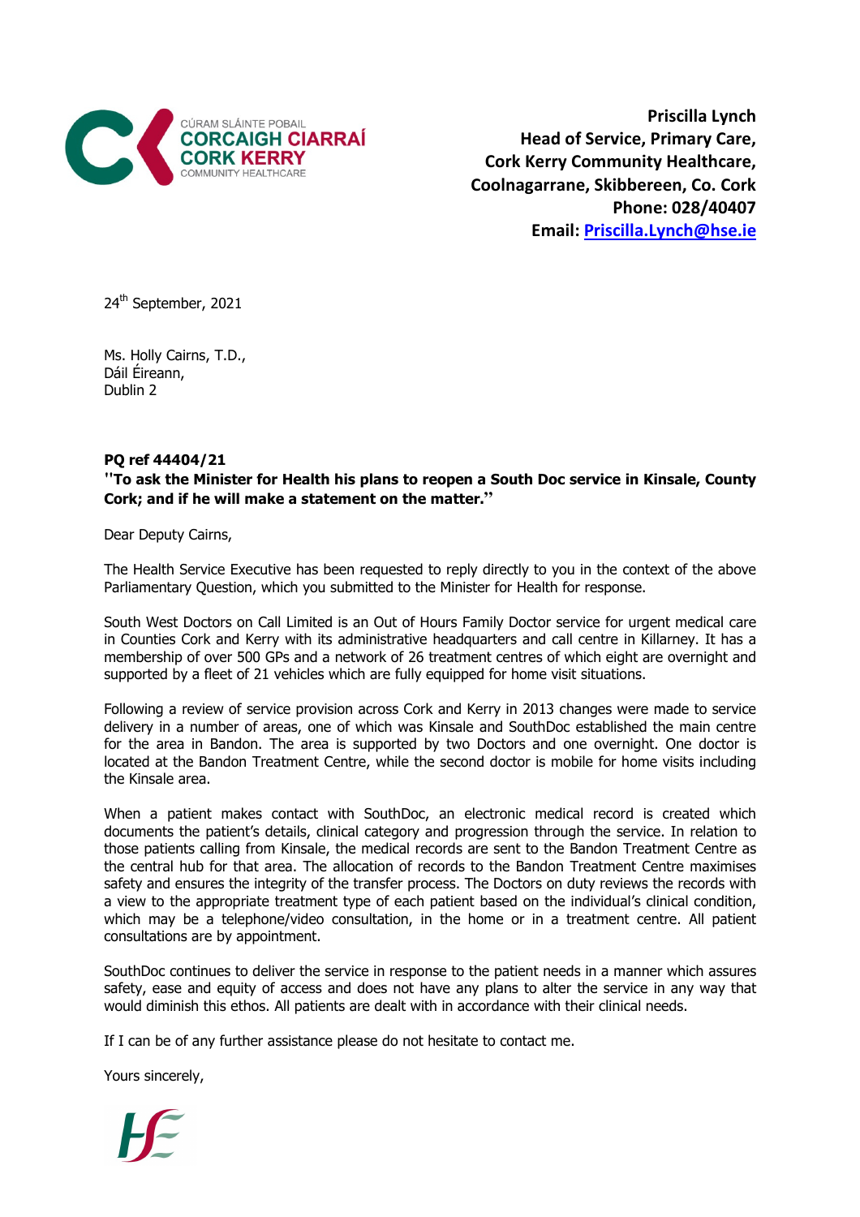CÚRAM SLÁINTE POBAIL
CORCAIGH CIARRAÍ
CORK KERRY
COMMUNITY HEALTHCARE

**Priscilla Lynch**
**Head of Service, Primary Care,**
**Cork Kerry Community Healthcare,**
**Coolnagarrane, Skibbereen, Co. Cork**
**Phone: 028/40407**
**Email: Priscilla.Lynch@hse.ie**

24th September, 2021

Ms. Holly Cairns, T.D.,
Dáil Éireann,
Dublin 2

**PQ ref 44404/21**
**"To ask the Minister for Health his plans to reopen a South Doc service in Kinsale, County Cork; and if he will make a statement on the matter."**

Dear Deputy Cairns,

The Health Service Executive has been requested to reply directly to you in the context of the above Parliamentary Question, which you submitted to the Minister for Health for response.

South West Doctors on Call Limited is an Out of Hours Family Doctor service for urgent medical care in Counties Cork and Kerry with its administrative headquarters and call centre in Killarney. It has a membership of over 500 GPs and a network of 26 treatment centres of which eight are overnight and supported by a fleet of 21 vehicles which are fully equipped for home visit situations.

Following a review of service provision across Cork and Kerry in 2013 changes were made to service delivery in a number of areas, one of which was Kinsale and SouthDoc established the main centre for the area in Bandon. The area is supported by two Doctors and one overnight. One doctor is located at the Bandon Treatment Centre, while the second doctor is mobile for home visits including the Kinsale area.

When a patient makes contact with SouthDoc, an electronic medical record is created which documents the patient's details, clinical category and progression through the service. In relation to those patients calling from Kinsale, the medical records are sent to the Bandon Treatment Centre as the central hub for that area. The allocation of records to the Bandon Treatment Centre maximises safety and ensures the integrity of the transfer process. The Doctors on duty reviews the records with a view to the appropriate treatment type of each patient based on the individual's clinical condition, which may be a telephone/video consultation, in the home or in a treatment centre. All patient consultations are by appointment.

SouthDoc continues to deliver the service in response to the patient needs in a manner which assures safety, ease and equity of access and does not have any plans to alter the service in any way that would diminish this ethos. All patients are dealt with in accordance with their clinical needs.

If I can be of any further assistance please do not hesitate to contact me.

Yours sincerely,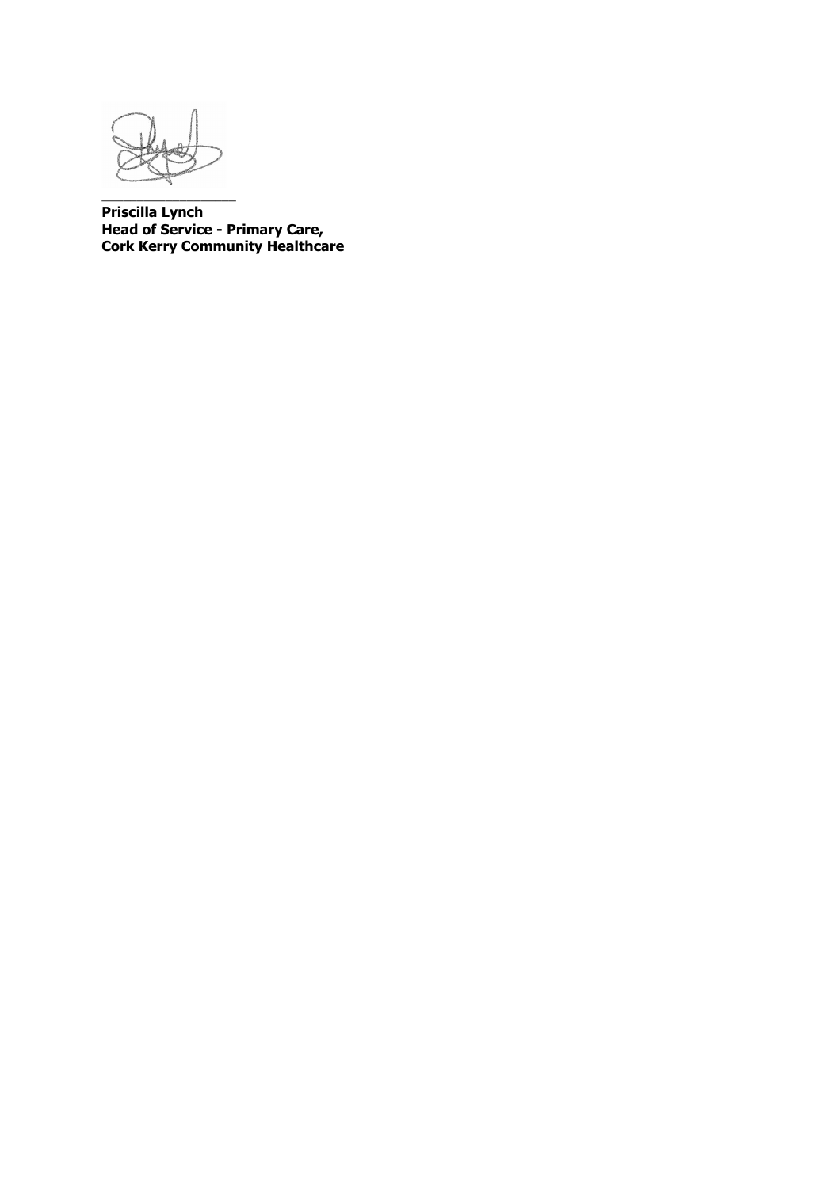\_\_\_\_\_\_\_\_\_\_\_\_\_\_\_\_\_\_\_

**Priscilla Lynch**
**Head of Service - Primary Care,**
**Cork Kerry Community Healthcare**